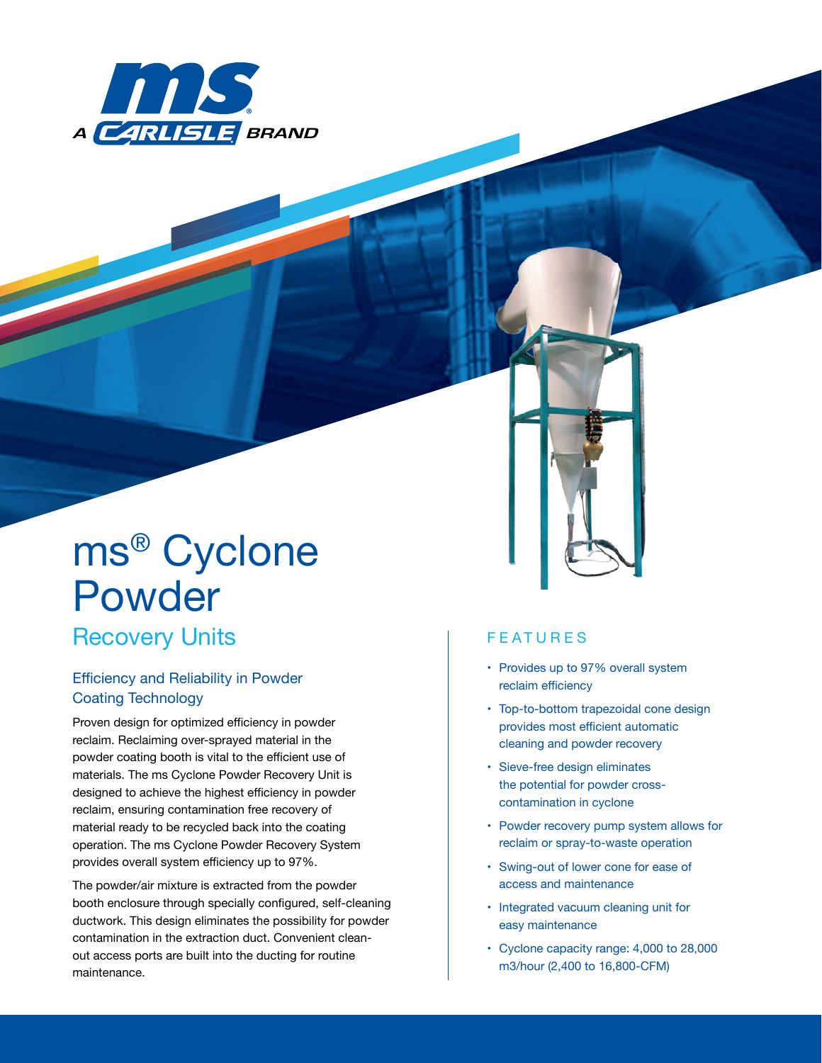# ms® Cyclone Powder

## Recovery Units

### Efficiency and Reliability in Powder Coating Technology

Proven design for optimized efficiency in powder reclaim. Reclaiming over-sprayed material in the powder coating booth is vital to the efficient use of materials. The ms Cyclone Powder Recovery Unit is designed to achieve the highest efficiency in powder reclaim, ensuring contamination free recovery of material ready to be recycled back into the coating operation. The ms Cyclone Powder Recovery System provides overall system efficiency up to 97%.

The powder/air mixture is extracted from the powder booth enclosure through specially configured, self-cleaning ductwork. This design eliminates the possibility for powder contamination in the extraction duct. Convenient clean-out access ports are built into the ducting for routine maintenance.

### FEATURES

- Provides up to 97% overall system reclaim efficiency
- Top-to-bottom trapezoidal cone design provides most efficient automatic cleaning and powder recovery
- Sieve-free design eliminates the potential for powder cross-contamination in cyclone
- Powder recovery pump system allows for reclaim or spray-to-waste operation
- Swing-out of lower cone for ease of access and maintenance
- Integrated vacuum cleaning unit for easy maintenance
- Cyclone capacity range: 4,000 to 28,000 m3/hour (2,400 to 16,800-CFM)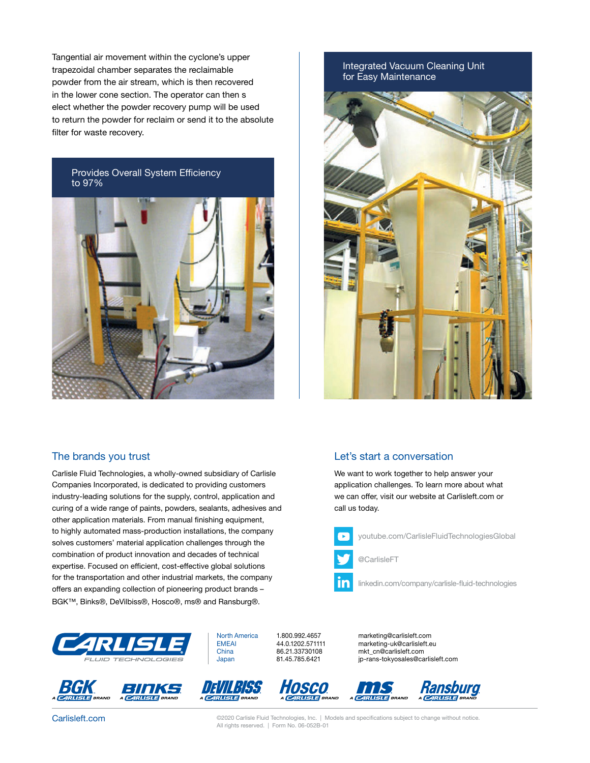Tangential air movement within the cyclone's upper trapezoidal chamber separates the reclaimable powder from the air stream, which is then recovered in the lower cone section. The operator can then s elect whether the powder recovery pump will be used to return the powder for reclaim or send it to the absolute filter for waste recovery.

Provides Overall System Efficiency to 97%

Integrated Vacuum Cleaning Unit for Easy Maintenance

## The brands you trust

Carlisle Fluid Technologies, a wholly-owned subsidiary of Carlisle Companies Incorporated, is dedicated to providing customers industry-leading solutions for the supply, control, application and curing of a wide range of paints, powders, sealants, adhesives and other application materials. From manual finishing equipment, to highly automated mass-production installations, the company solves customers' material application challenges through the combination of product innovation and decades of technical expertise. Focused on efficient, cost-effective global solutions for the transportation and other industrial markets, the company offers an expanding collection of pioneering product brands – BGK™, Binks®, DeVilbiss®, Hosco®, ms® and Ransburg®.

## Let's start a conversation

We want to work together to help answer your application challenges. To learn more about what we can offer, visit our website at Carlisleft.com or call us today.

youtube.com/CarlisleFluidTechnologiesGlobal

@CarlisleFT

linkedin.com/company/carlisle-fluid-technologies

CARLISLE FLUID TECHNOLOGIES

| | | |
|---|---|---|
| North America | 1.800.992.4657 | marketing@carlisleft.com |
| EMEAI | 44.0.1202.571111 | marketing-uk@carlisleft.eu |
| China | 86.21.33730108 | mkt_cn@carlisleft.com |
| Japan | 81.45.785.6421 | jp-rans-tokyosales@carlisleft.com |

BGK A CARLISLE BRAND | BINKS A CARLISLE BRAND | DeVILBISS A CARLISLE BRAND | Hosco A CARLISLE BRAND | ms A CARLISLE BRAND | Ransburg A CARLISLE BRAND

Carlisleft.com

©2020 Carlisle Fluid Technologies, Inc. | Models and specifications subject to change without notice. All rights reserved. | Form No. 06-052B-01